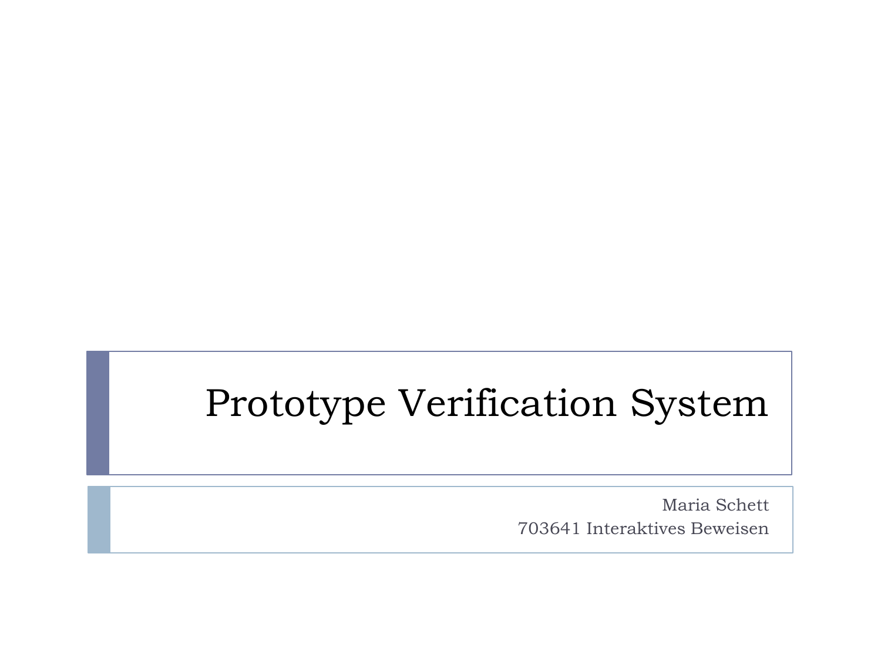# Prototype Verification System

Maria Schett

703641 Interaktives Beweisen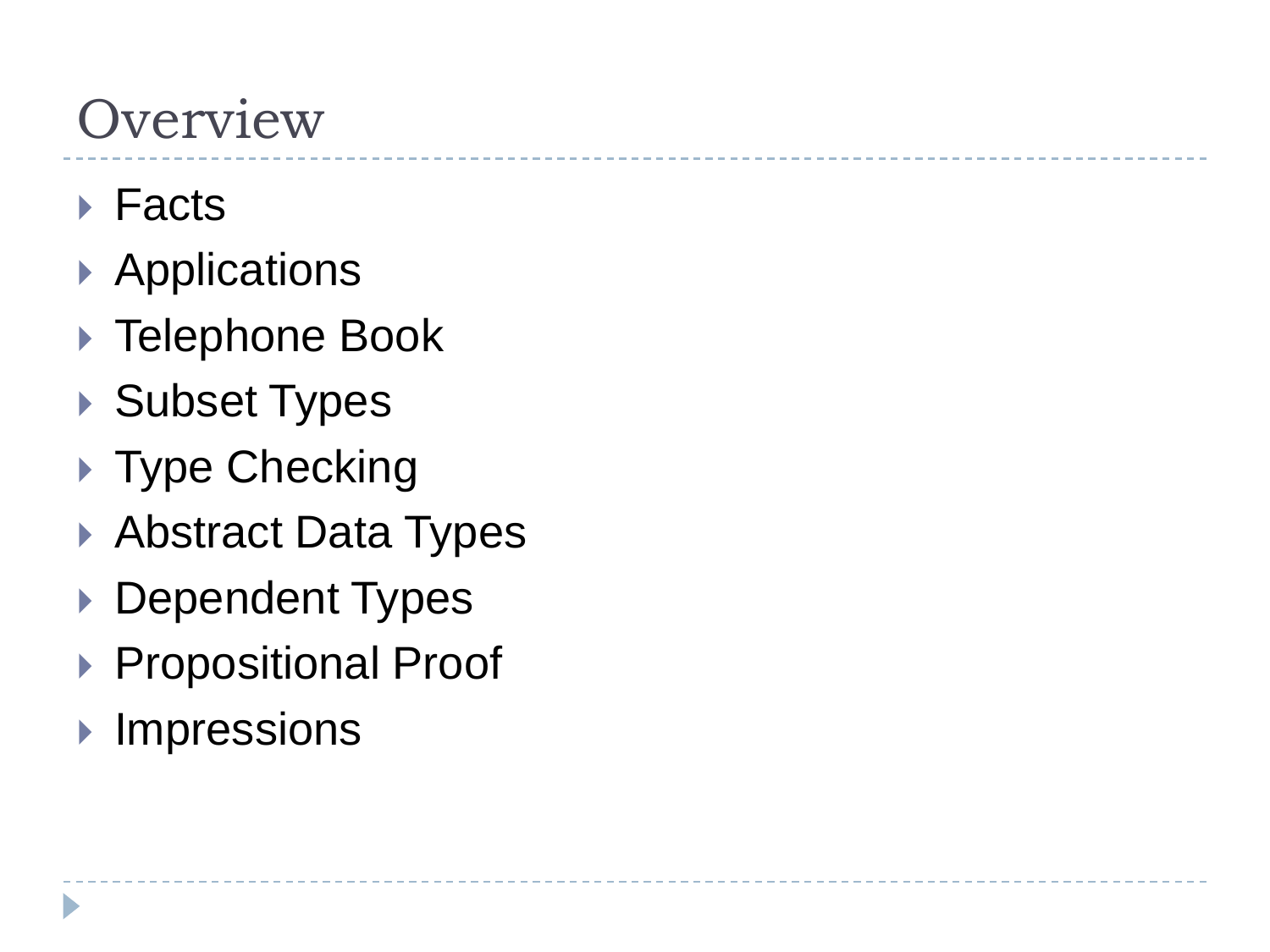# Overview

- Facts
- Applications
- Telephone Book
- Subset Types
- Type Checking
- Abstract Data Types
- Dependent Types
- Propositional Proof
- Impressions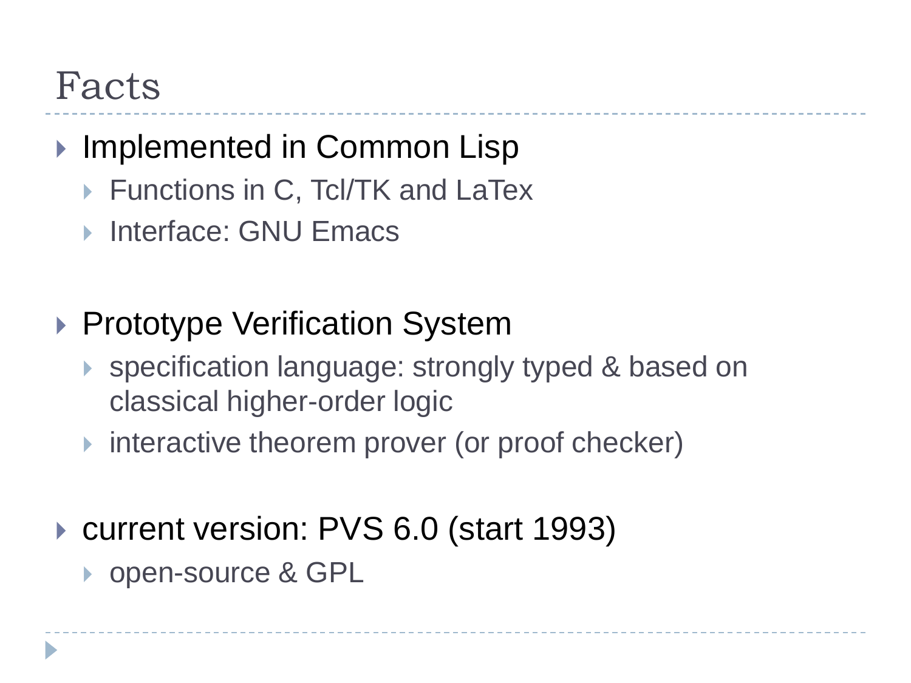# Facts

- Implemented in Common Lisp
  - Functions in C, Tcl/TK and LaTex
  - Interface: GNU Emacs

- Prototype Verification System
  - specification language: strongly typed & based on classical higher-order logic
  - interactive theorem prover (or proof checker)

- current version: PVS 6.0 (start 1993)
  - open-source & GPL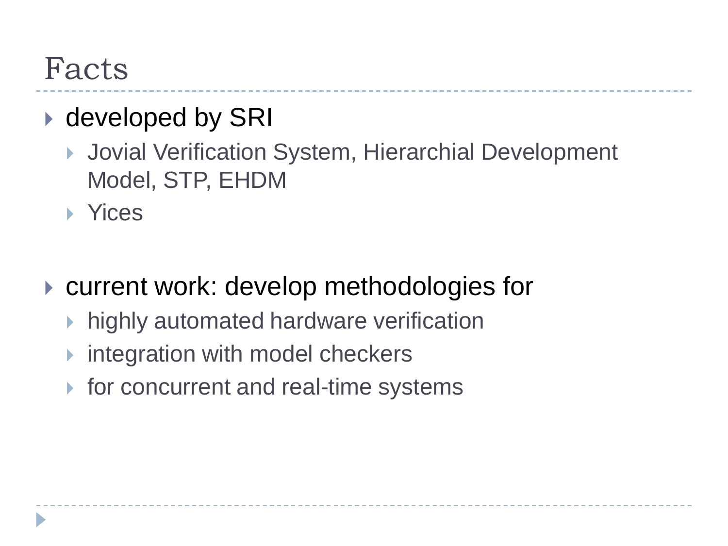# Facts

- developed by SRI
  - Jovial Verification System, Hierarchial Development Model, STP, EHDM
  - Yices

- current work: develop methodologies for
  - highly automated hardware verification
  - integration with model checkers
  - for concurrent and real-time systems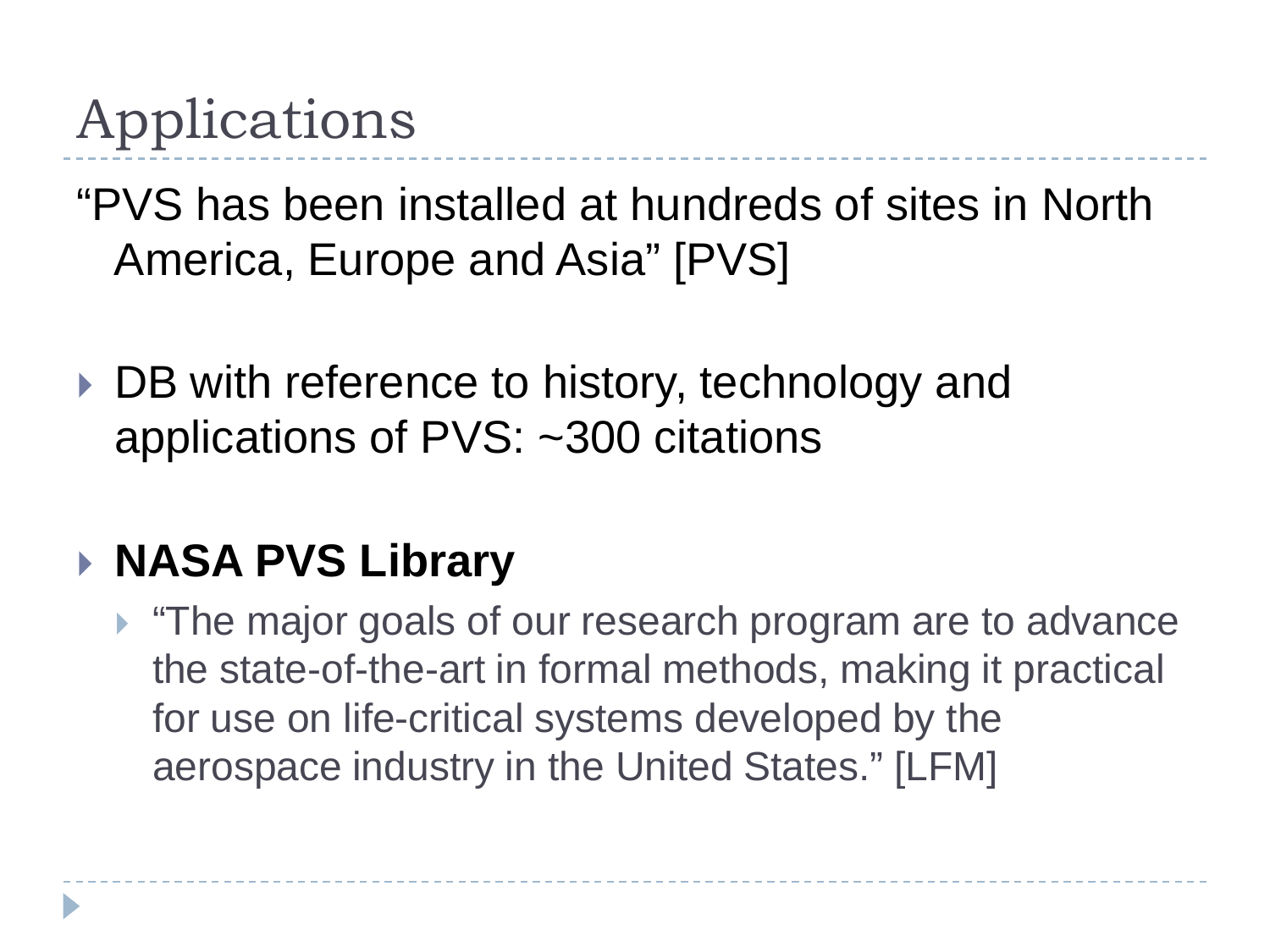# Applications

"PVS has been installed at hundreds of sites in North America, Europe and Asia" [PVS]

- DB with reference to history, technology and applications of PVS: ~300 citations
- **NASA PVS Library**
  - "The major goals of our research program are to advance the state-of-the-art in formal methods, making it practical for use on life-critical systems developed by the aerospace industry in the United States." [LFM]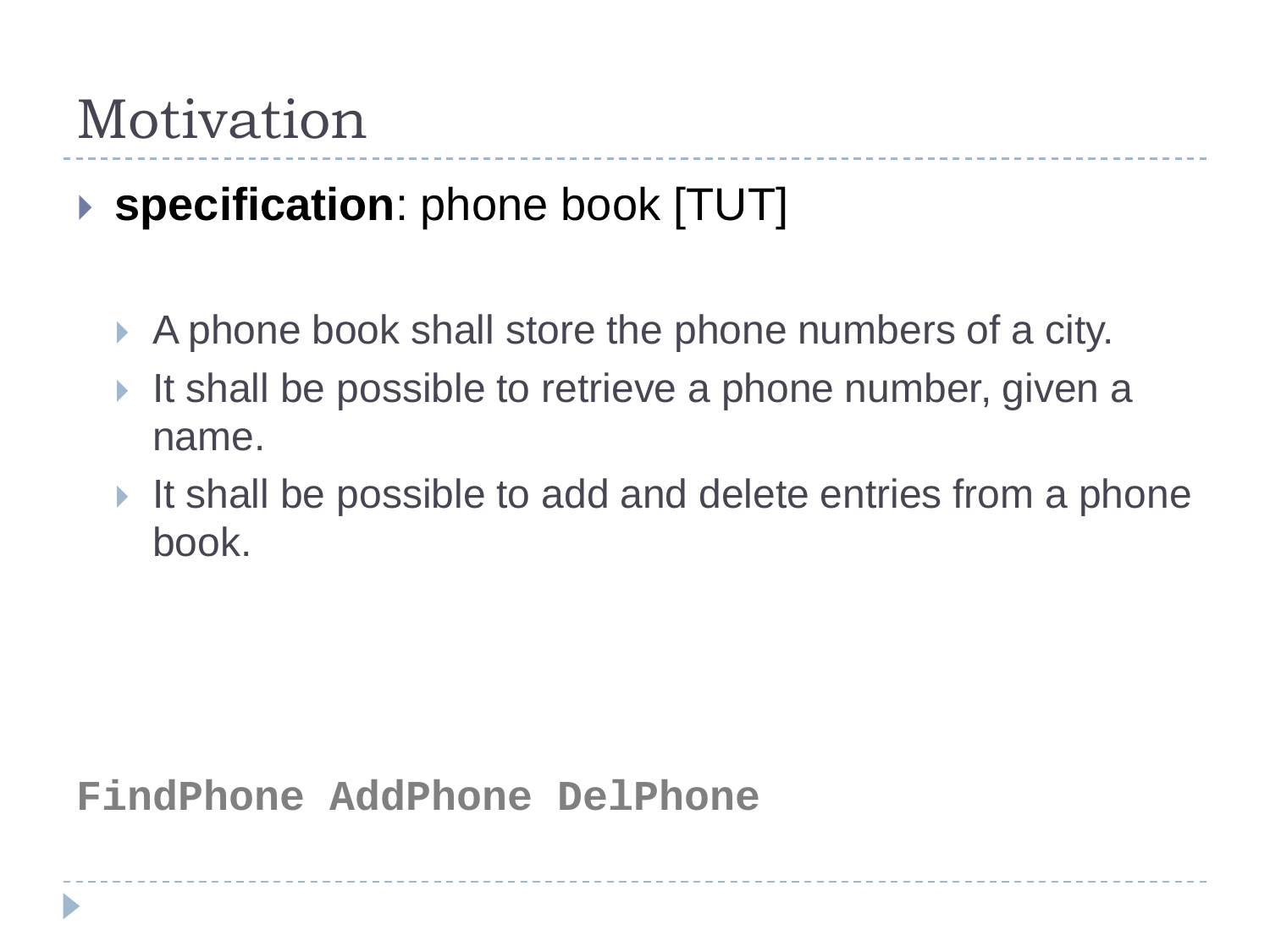# Motivation

- **specification**: phone book [TUT]

  - A phone book shall store the phone numbers of a city.
  - It shall be possible to retrieve a phone number, given a name.
  - It shall be possible to add and delete entries from a phone book.

`FindPhone AddPhone DelPhone`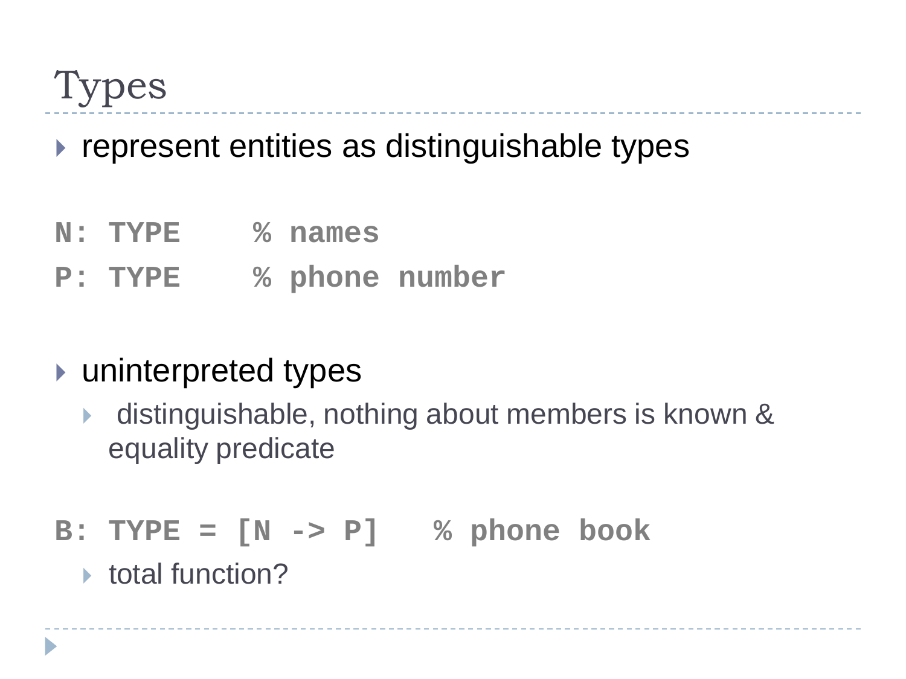# Types

- represent entities as distinguishable types

```
N: TYPE    % names
P: TYPE    % phone number
```

- uninterpreted types
  - distinguishable, nothing about members is known & equality predicate

```
B: TYPE = [N -> P]   % phone book
```

  - total function?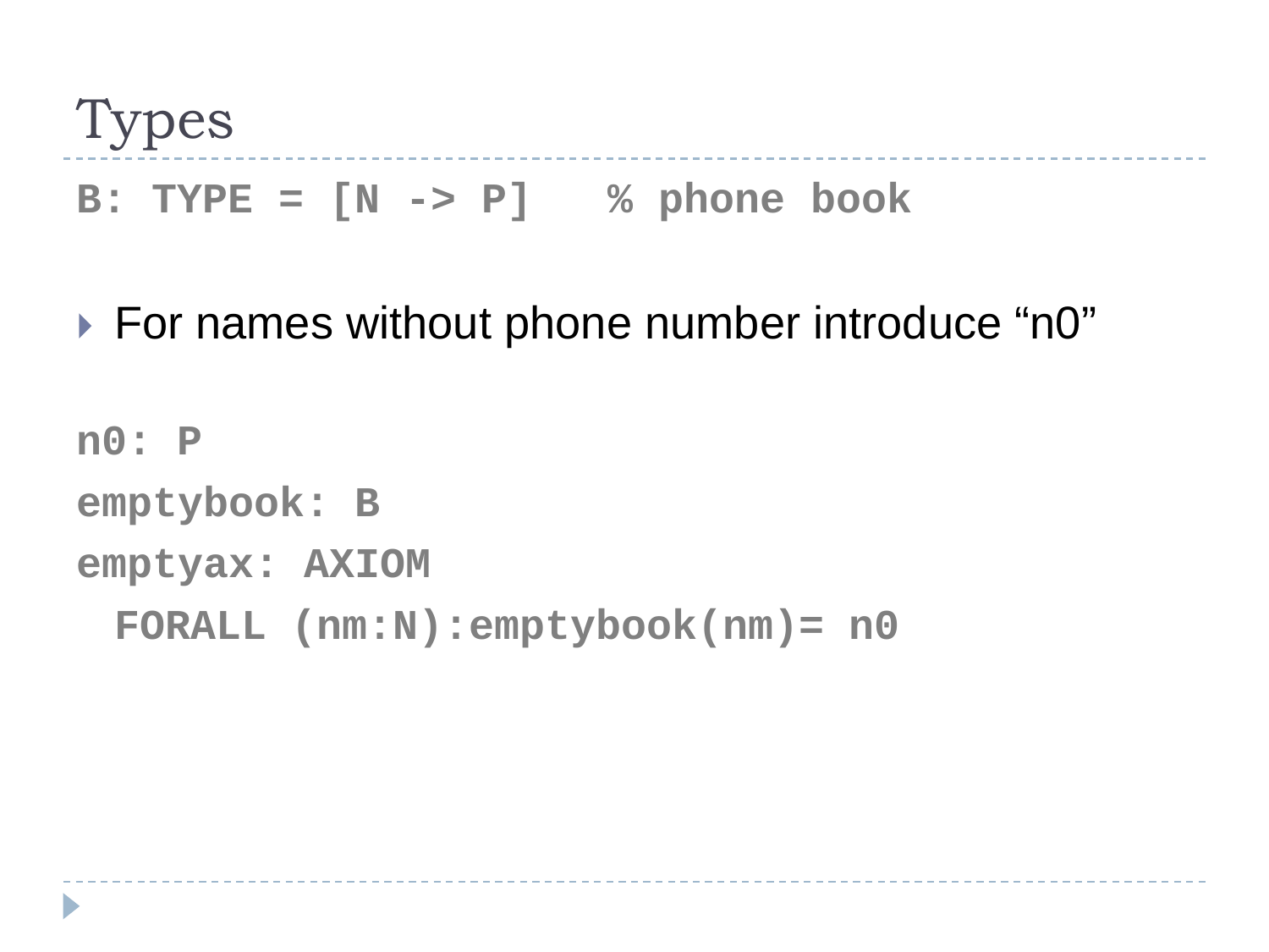# Types

```
B: TYPE = [N -> P]   % phone book
```

- For names without phone number introduce "n0"

```
n0: P
emptybook: B
emptyax: AXIOM
  FORALL (nm:N):emptybook(nm)= n0
```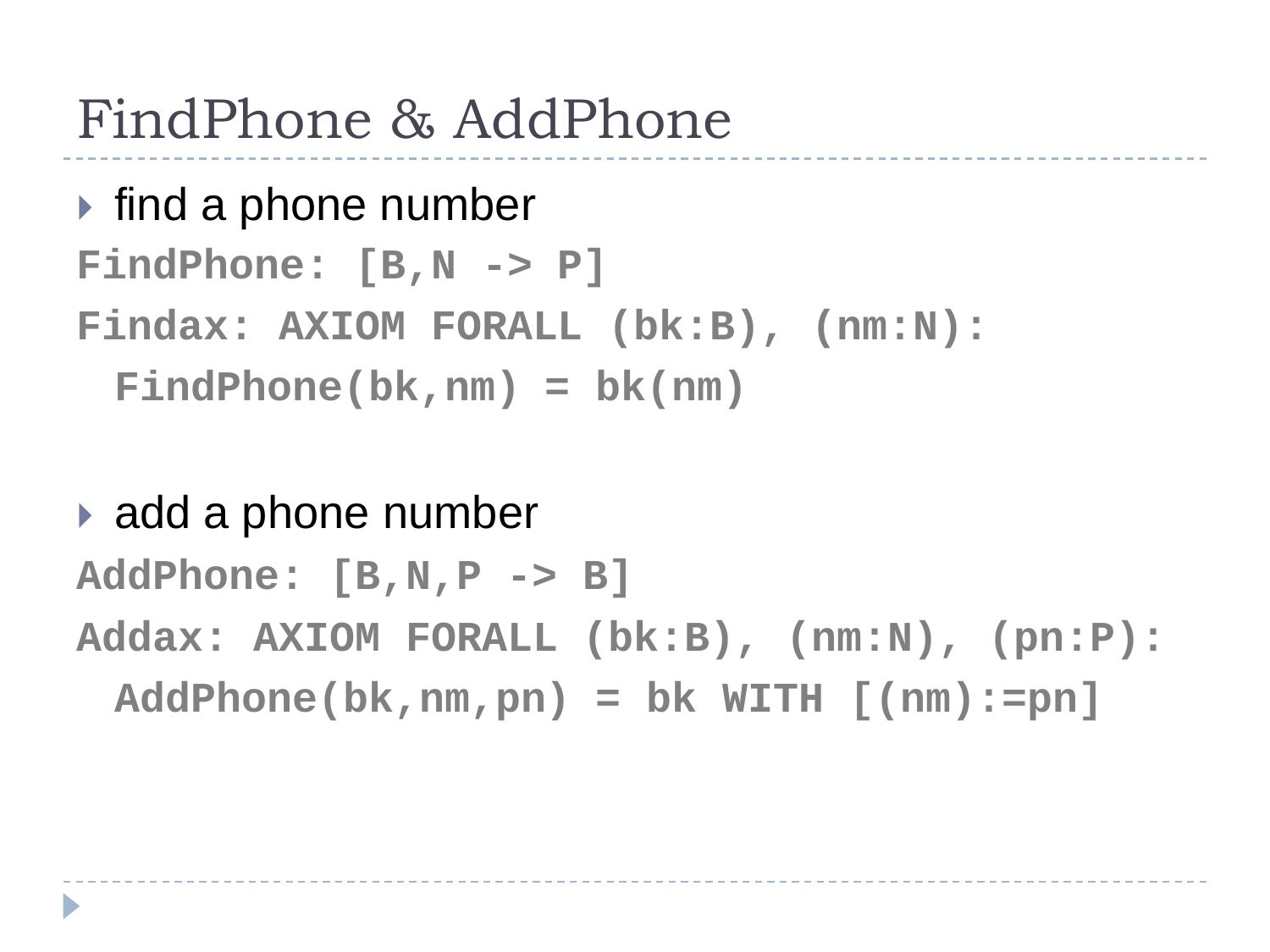# FindPhone & AddPhone

- find a phone number

```
FindPhone: [B,N -> P]
Findax: AXIOM FORALL (bk:B), (nm:N):
  FindPhone(bk,nm) = bk(nm)
```

- add a phone number

```
AddPhone: [B,N,P -> B]
Addax: AXIOM FORALL (bk:B), (nm:N), (pn:P):
  AddPhone(bk,nm,pn) = bk WITH [(nm):=pn]
```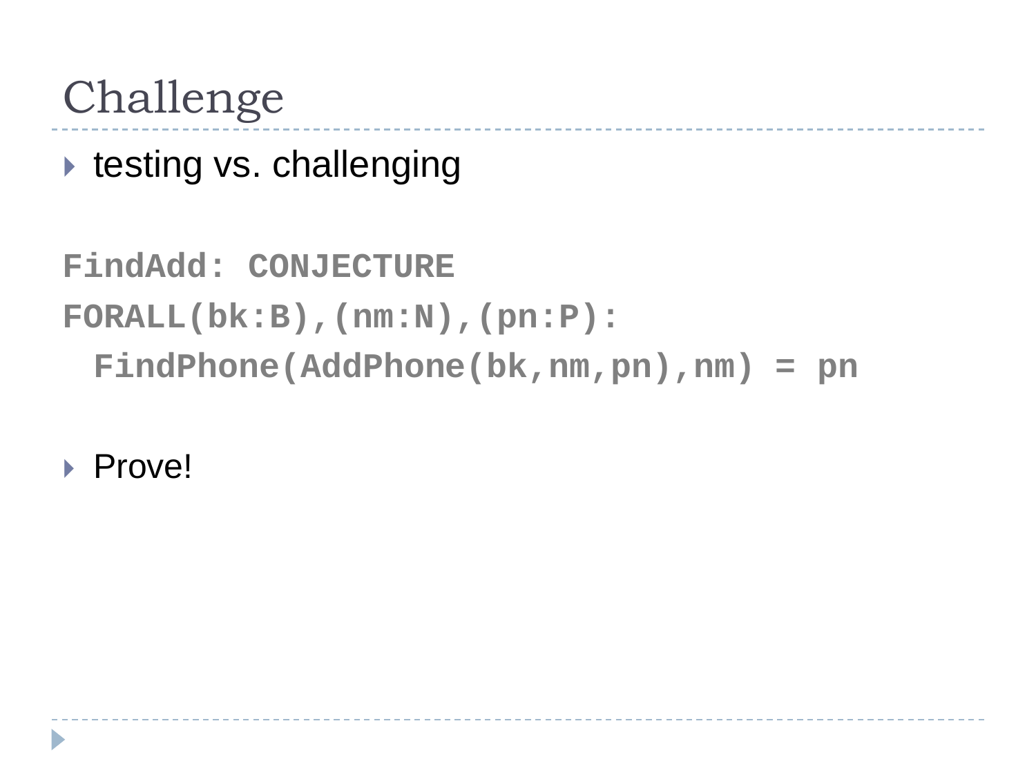# Challenge

- testing vs. challenging

```
FindAdd: CONJECTURE
FORALL(bk:B),(nm:N),(pn:P):
  FindPhone(AddPhone(bk,nm,pn),nm) = pn
```

- Prove!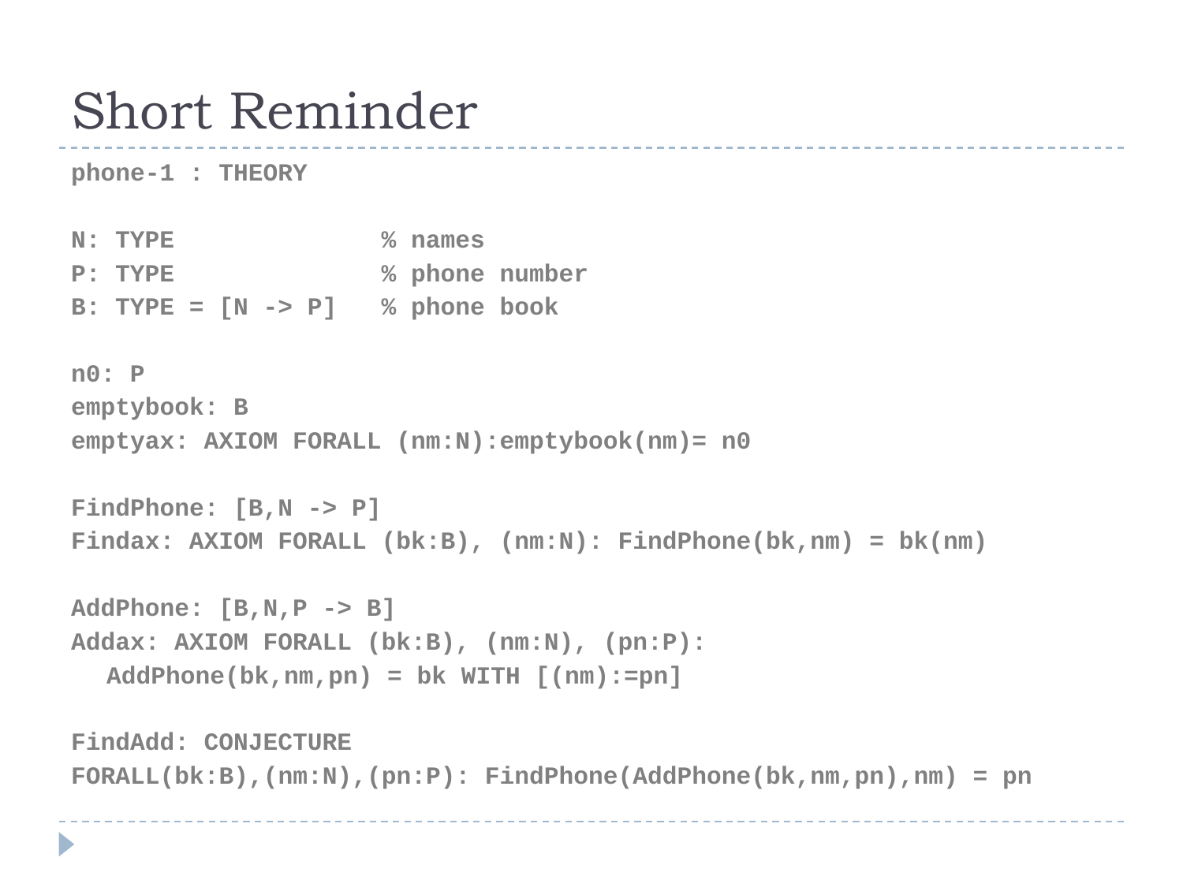# Short Reminder

```
phone-1 : THEORY

N: TYPE              % names
P: TYPE              % phone number
B: TYPE = [N -> P]   % phone book

n0: P
emptybook: B
emptyax: AXIOM FORALL (nm:N):emptybook(nm)= n0

FindPhone: [B,N -> P]
Findax: AXIOM FORALL (bk:B), (nm:N): FindPhone(bk,nm) = bk(nm)

AddPhone: [B,N,P -> B]
Addax: AXIOM FORALL (bk:B), (nm:N), (pn:P):
  AddPhone(bk,nm,pn) = bk WITH [(nm):=pn]

FindAdd: CONJECTURE
FORALL(bk:B),(nm:N),(pn:P): FindPhone(AddPhone(bk,nm,pn),nm) = pn
```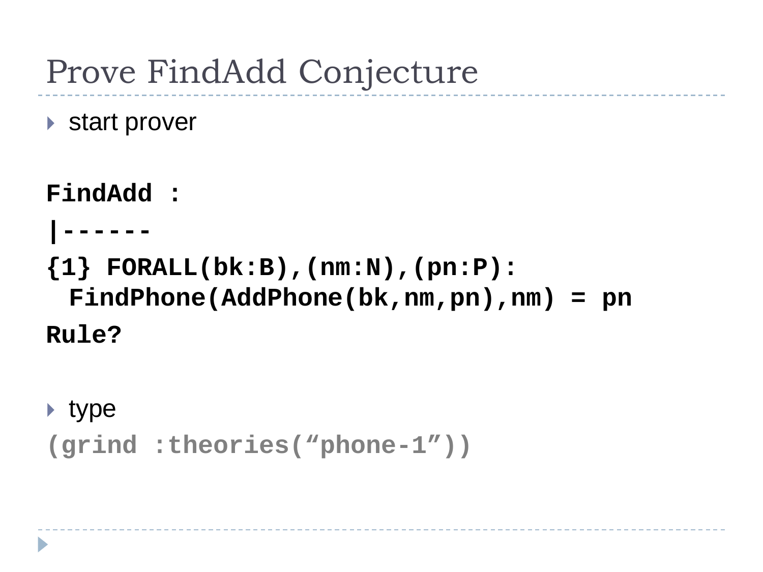# Prove FindAdd Conjecture

- start prover

```
FindAdd :
|------
{1} FORALL(bk:B),(nm:N),(pn:P):
  FindPhone(AddPhone(bk,nm,pn),nm) = pn
Rule?
```

- type

```
(grind :theories("phone-1"))
```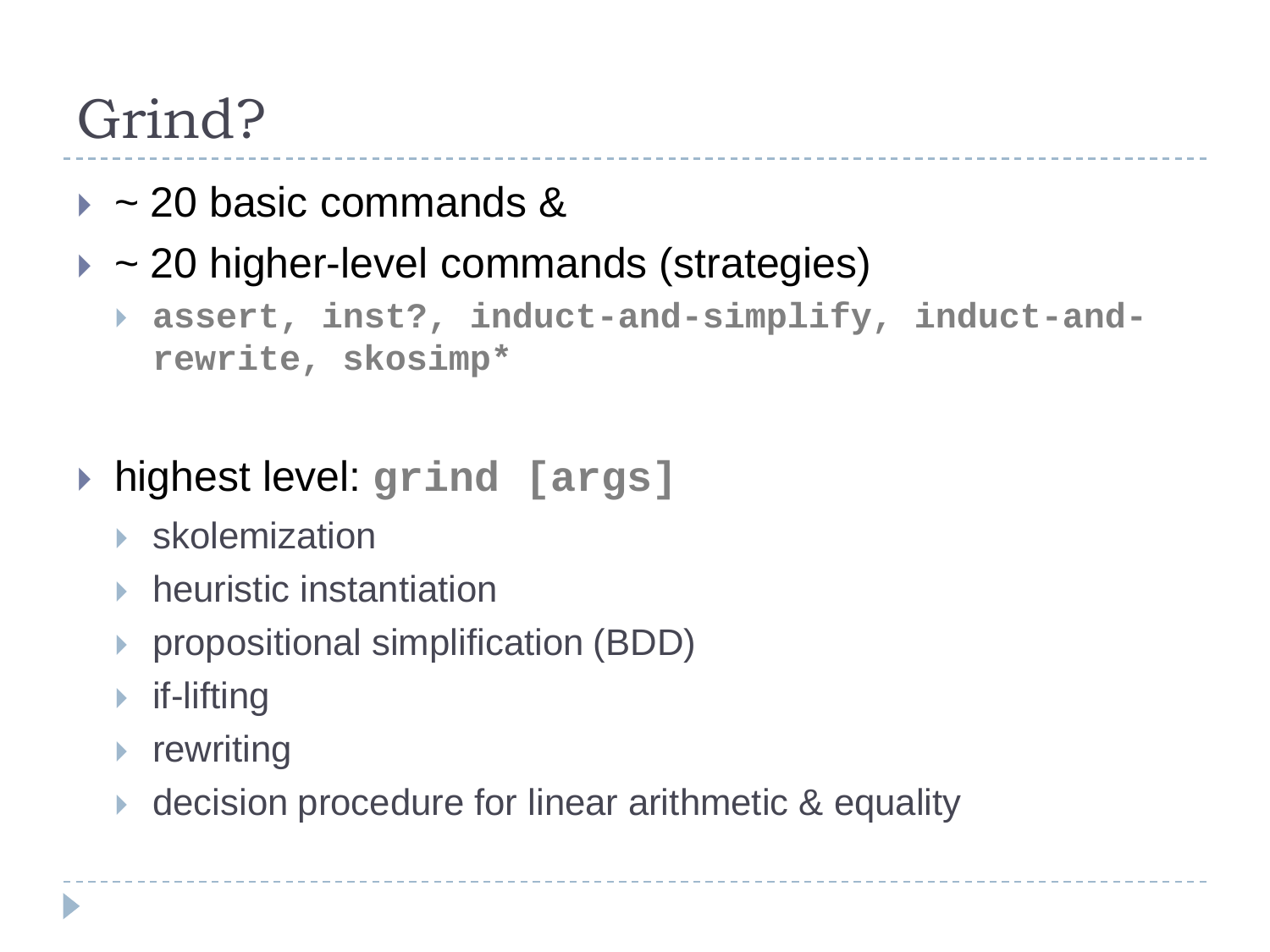# Grind?

- ~ 20 basic commands &
- ~ 20 higher-level commands (strategies)
  - `assert, inst?, induct-and-simplify, induct-and-rewrite, skosimp*`

- highest level: `grind [args]`
  - skolemization
  - heuristic instantiation
  - propositional simplification (BDD)
  - if-lifting
  - rewriting
  - decision procedure for linear arithmetic & equality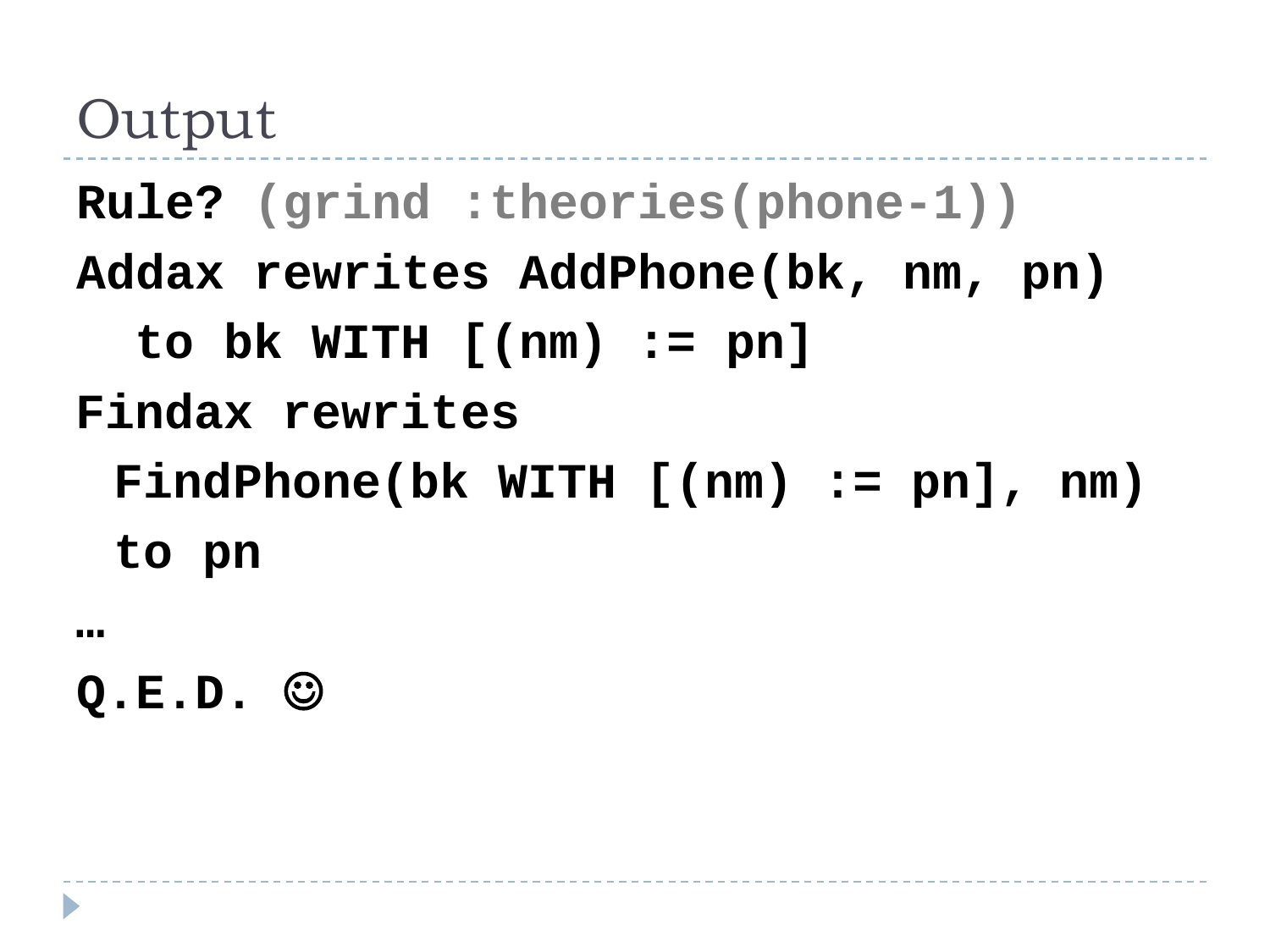# Output

```
Rule? (grind :theories(phone-1))
Addax rewrites AddPhone(bk, nm, pn)
  to bk WITH [(nm) := pn]
Findax rewrites
 FindPhone(bk WITH [(nm) := pn], nm)
 to pn
…
Q.E.D. ☺
```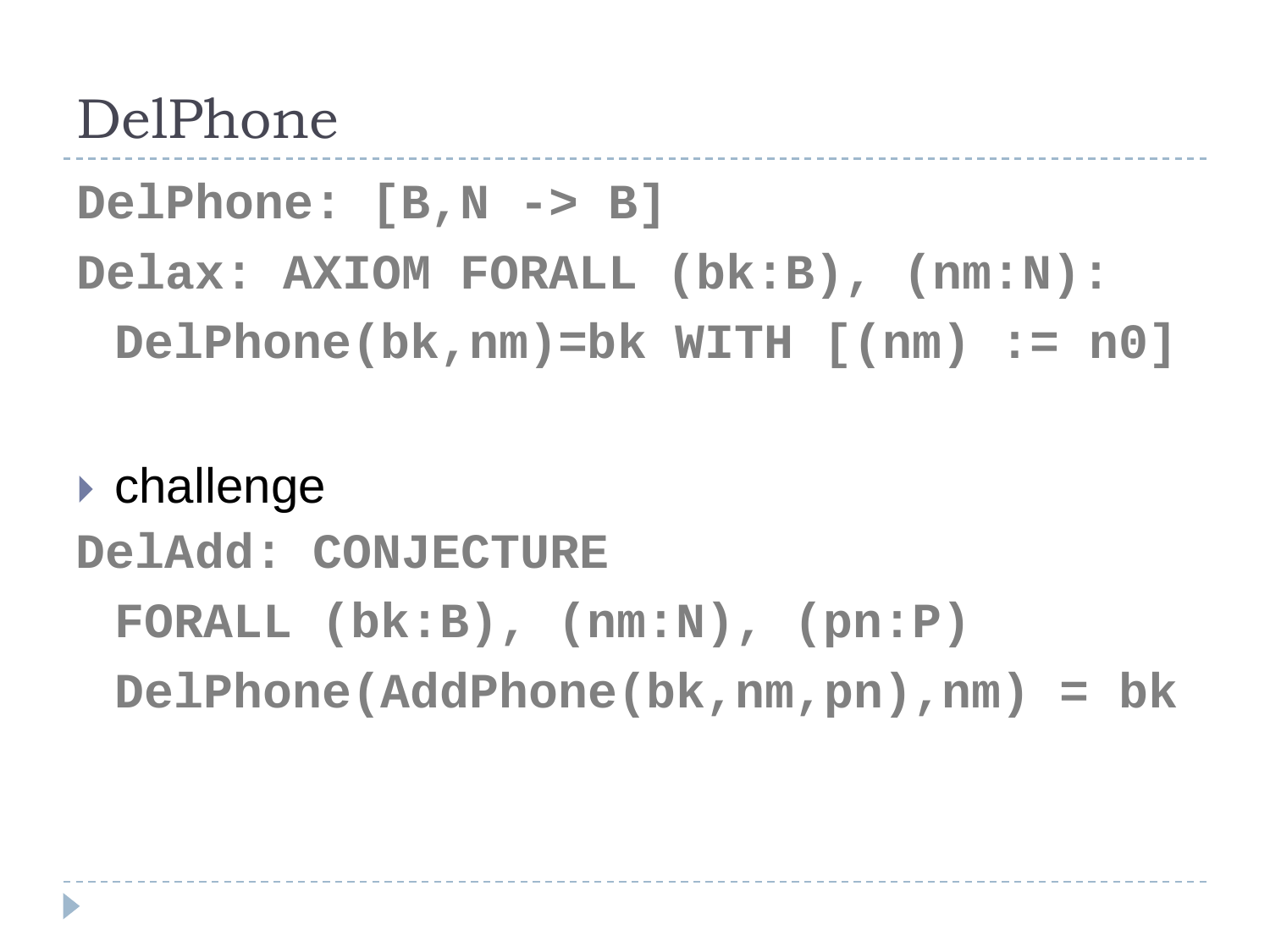# DelPhone

```
DelPhone: [B,N -> B]
Delax: AXIOM FORALL (bk:B), (nm:N):
  DelPhone(bk,nm)=bk WITH [(nm) := n0]
```

- challenge

```
DelAdd: CONJECTURE
  FORALL (bk:B), (nm:N), (pn:P)
  DelPhone(AddPhone(bk,nm,pn),nm) = bk
```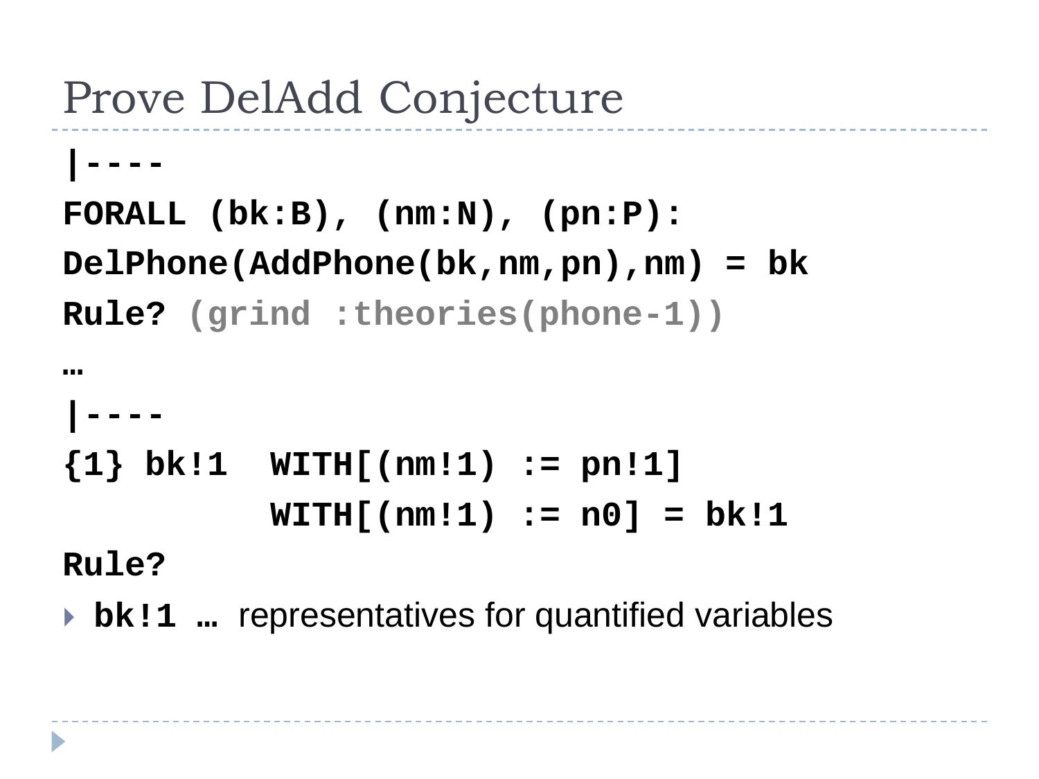# Prove DelAdd Conjecture

```
|----
FORALL (bk:B), (nm:N), (pn:P):
DelPhone(AddPhone(bk,nm,pn),nm) = bk
Rule? (grind :theories(phone-1))
…
|----
{1} bk!1  WITH[(nm!1) := pn!1]
          WITH[(nm!1) := n0] = bk!1
Rule?
```

- **bk!1 …** representatives for quantified variables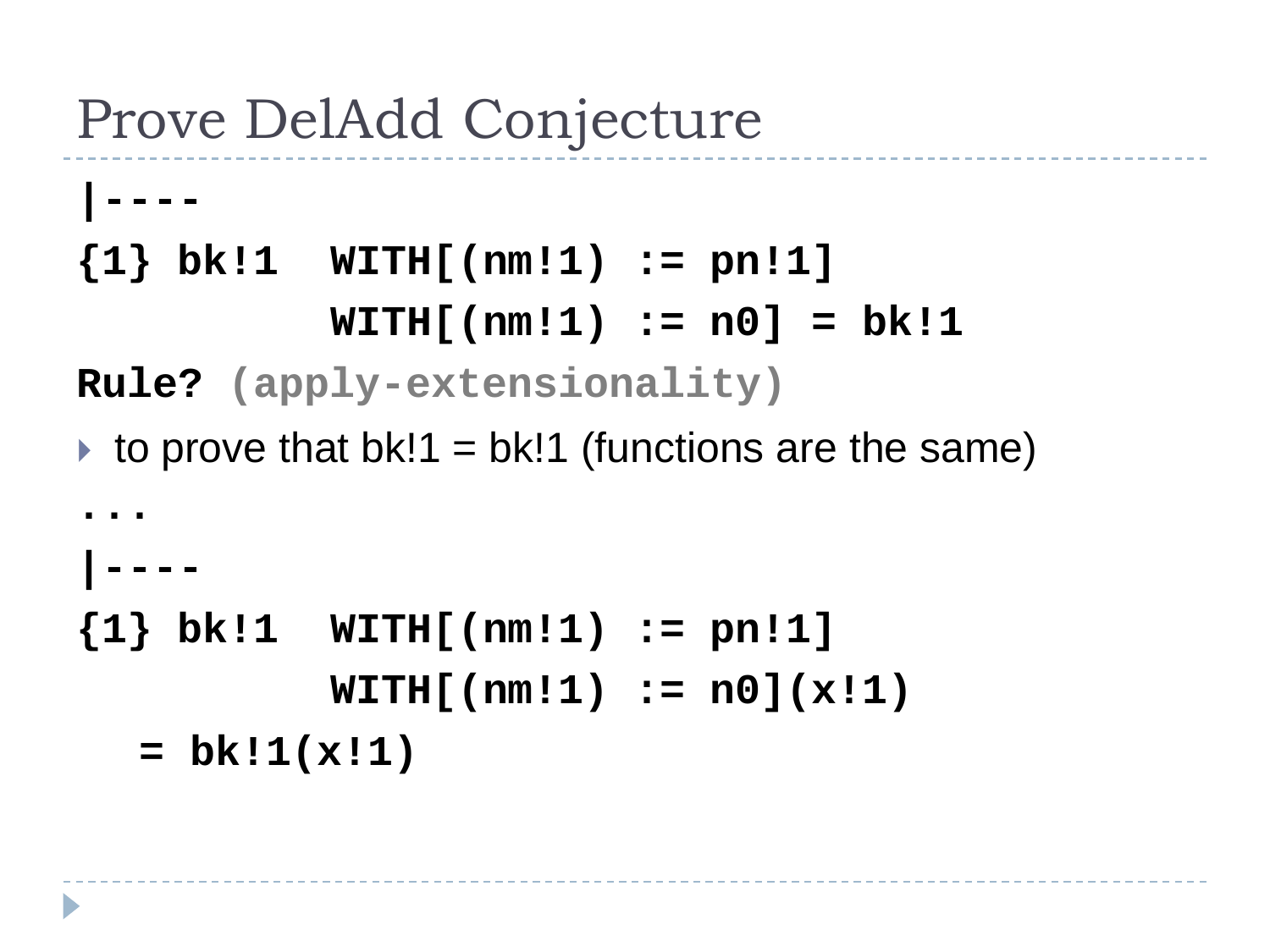# Prove DelAdd Conjecture

```
|----
{1} bk!1  WITH[(nm!1) := pn!1]
          WITH[(nm!1) := n0] = bk!1
Rule? (apply-extensionality)
```

- to prove that bk!1 = bk!1 (functions are the same)

```
...
|----
{1} bk!1  WITH[(nm!1) := pn!1]
          WITH[(nm!1) := n0](x!1)
  = bk!1(x!1)
```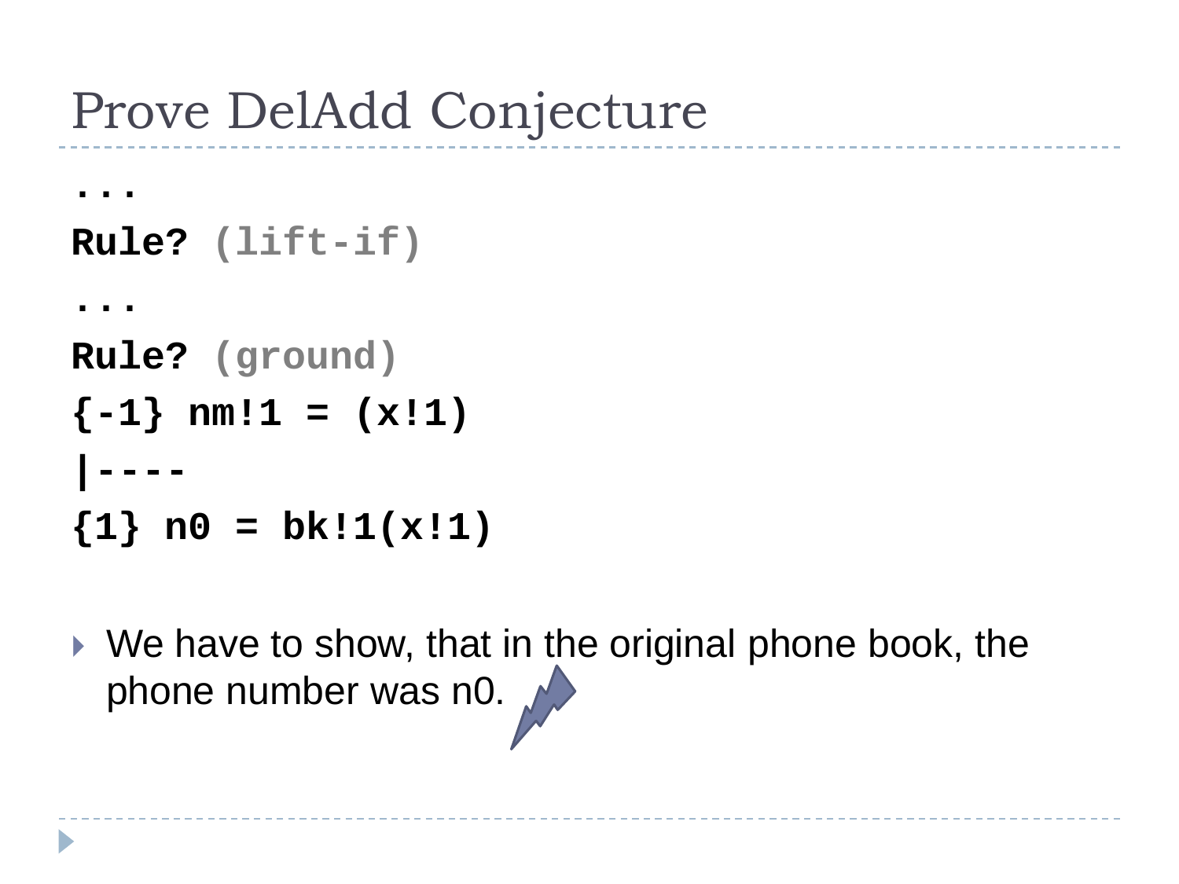# Prove DelAdd Conjecture

```
...
Rule? (lift-if)
...
Rule? (ground)
{-1} nm!1 = (x!1)
|----
{1} n0 = bk!1(x!1)
```

- We have to show, that in the original phone book, the phone number was n0.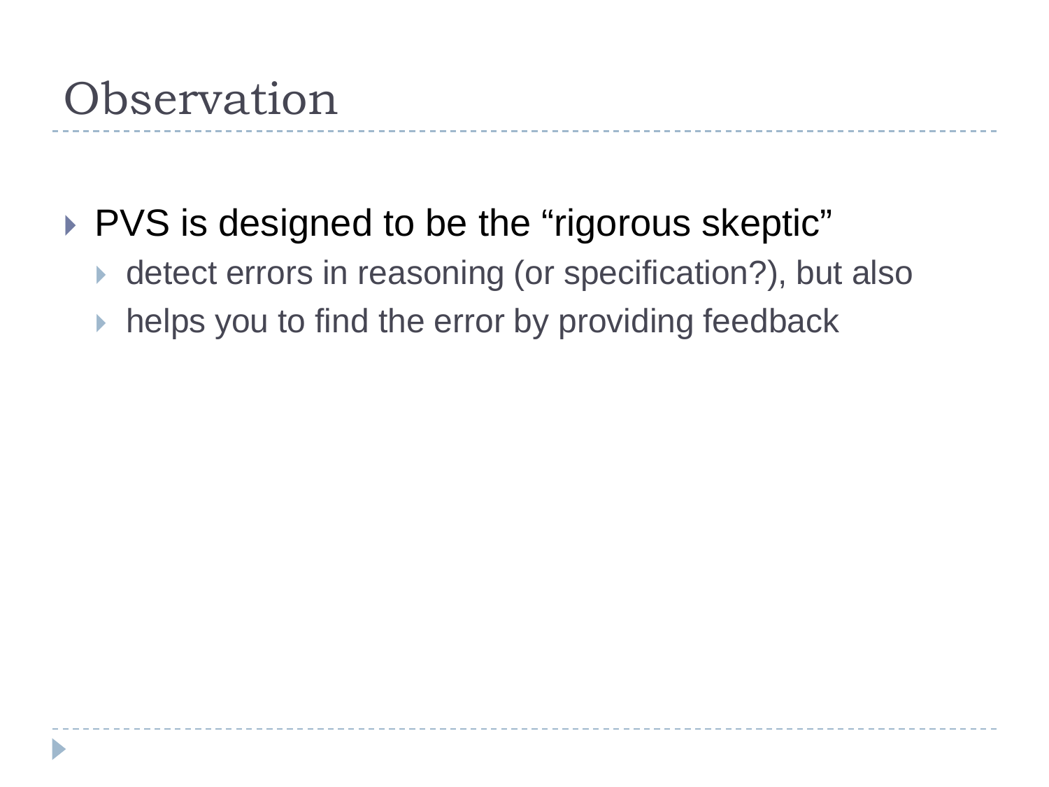# Observation

- PVS is designed to be the “rigorous skeptic”
  - detect errors in reasoning (or specification?), but also
  - helps you to find the error by providing feedback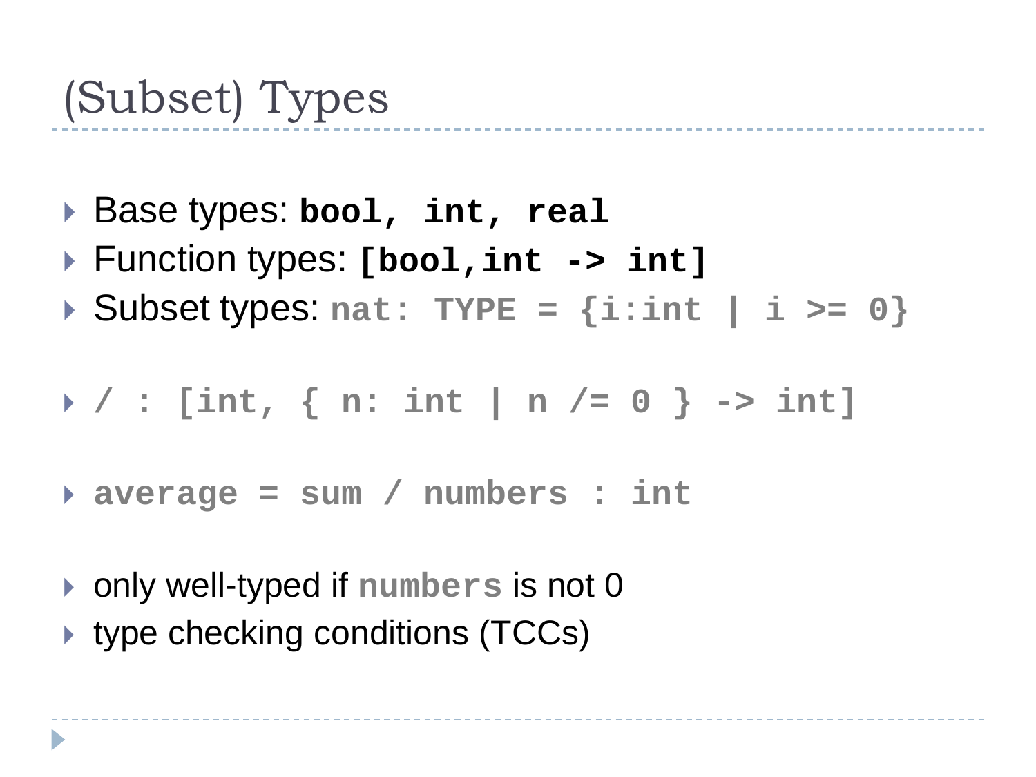# (Subset) Types

- Base types: **`bool, int, real`**
- Function types: **`[bool,int -> int]`**
- Subset types: `nat: TYPE = {i:int | i >= 0}`

- `/ : [int, { n: int | n /= 0 } -> int]`

- `average = sum / numbers : int`

- only well-typed if `numbers` is not 0
- type checking conditions (TCCs)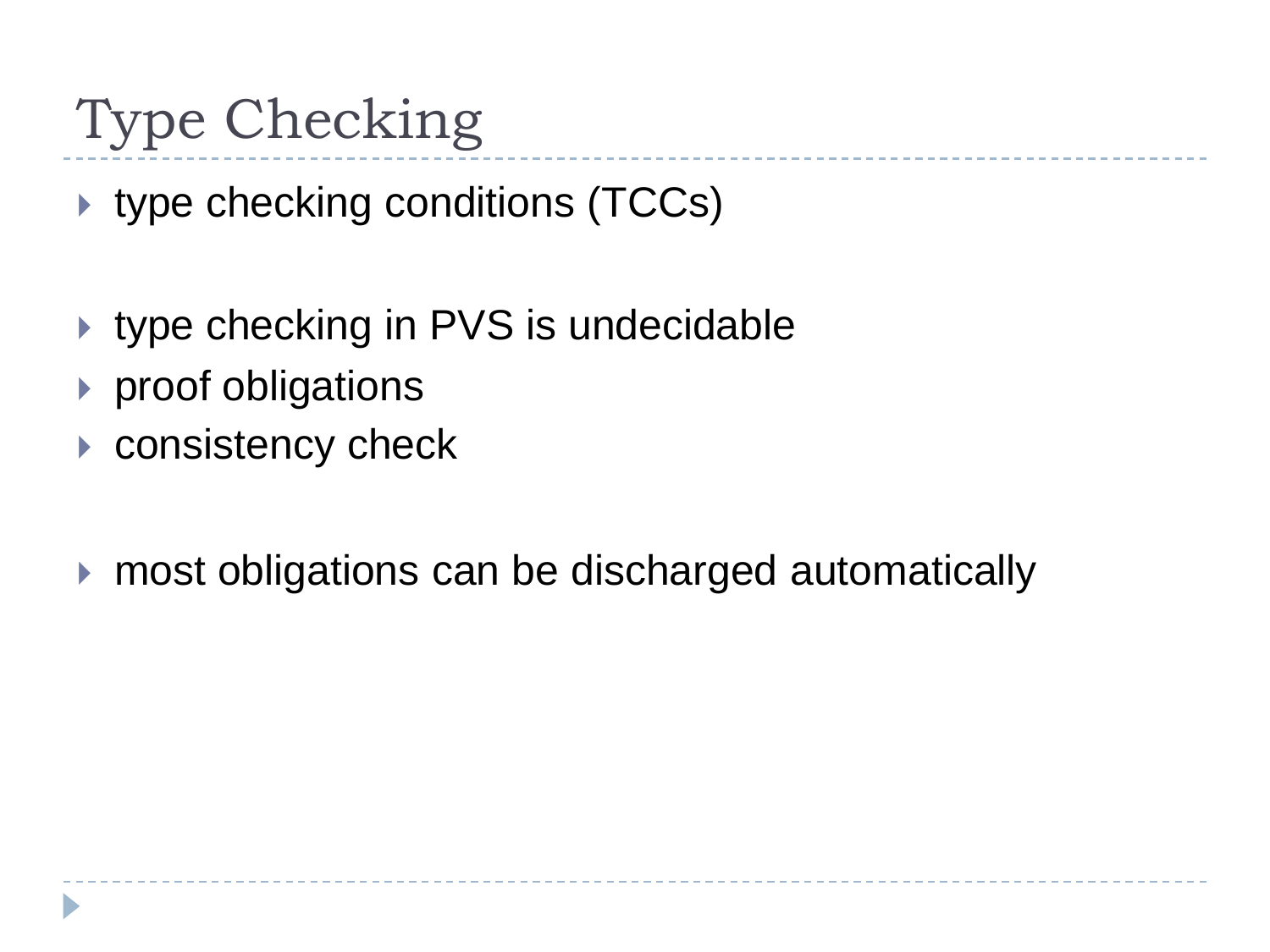# Type Checking

- type checking conditions (TCCs)

- type checking in PVS is undecidable
- proof obligations
- consistency check

- most obligations can be discharged automatically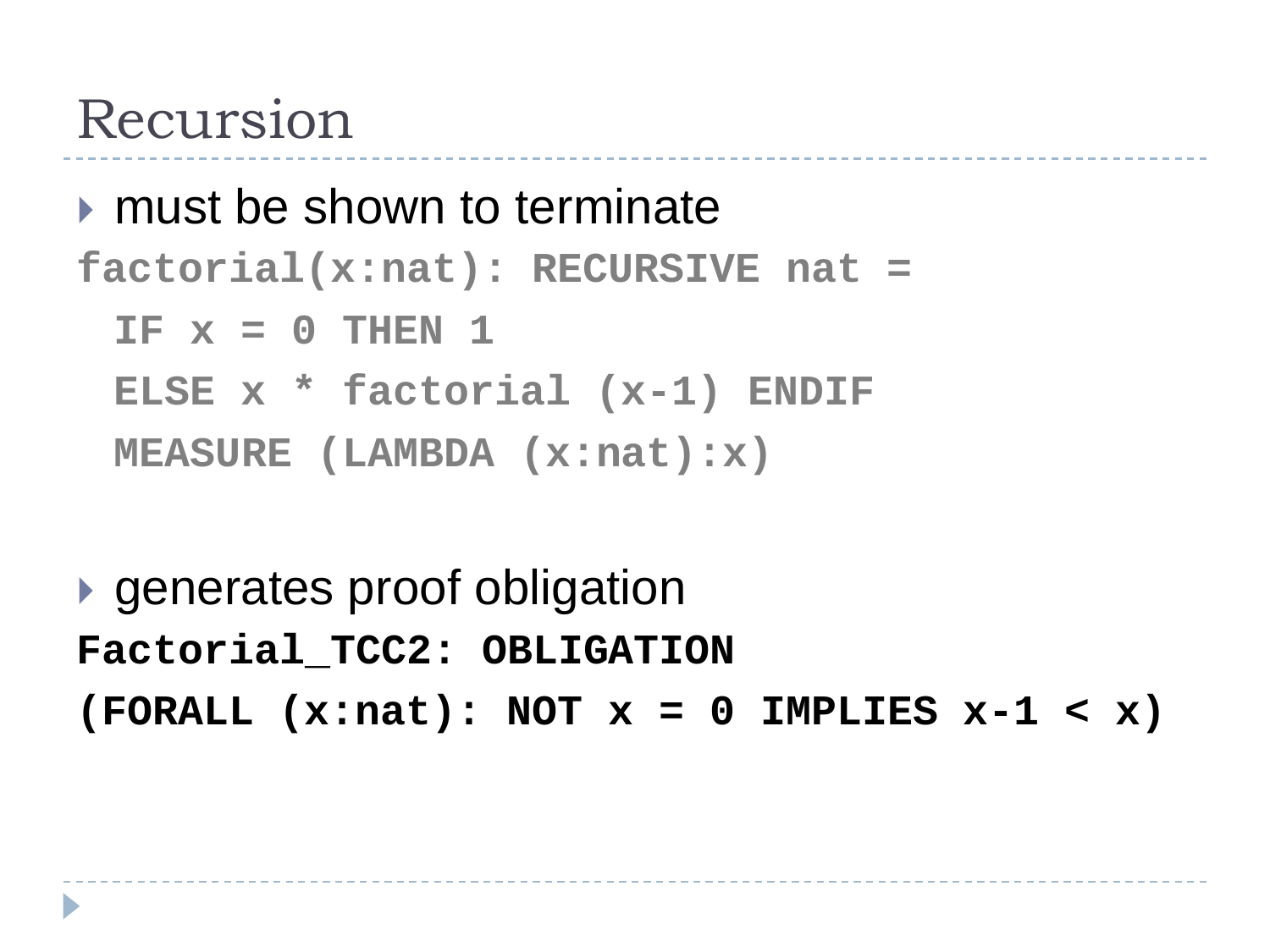# Recursion

- must be shown to terminate

```
factorial(x:nat): RECURSIVE nat =
  IF x = 0 THEN 1
  ELSE x * factorial (x-1) ENDIF
  MEASURE (LAMBDA (x:nat):x)
```

- generates proof obligation

```
Factorial_TCC2: OBLIGATION
(FORALL (x:nat): NOT x = 0 IMPLIES x-1 < x)
```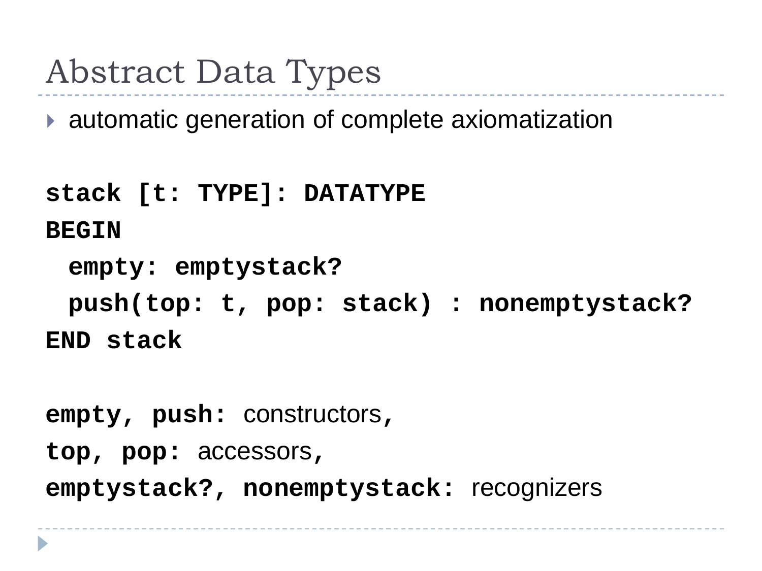# Abstract Data Types

- automatic generation of complete axiomatization

```
stack [t: TYPE]: DATATYPE
BEGIN
  empty: emptystack?
  push(top: t, pop: stack) : nonemptystack?
END stack
```

**empty, push:** constructors,

**top, pop:** accessors,

**emptystack?, nonemptystack:** recognizers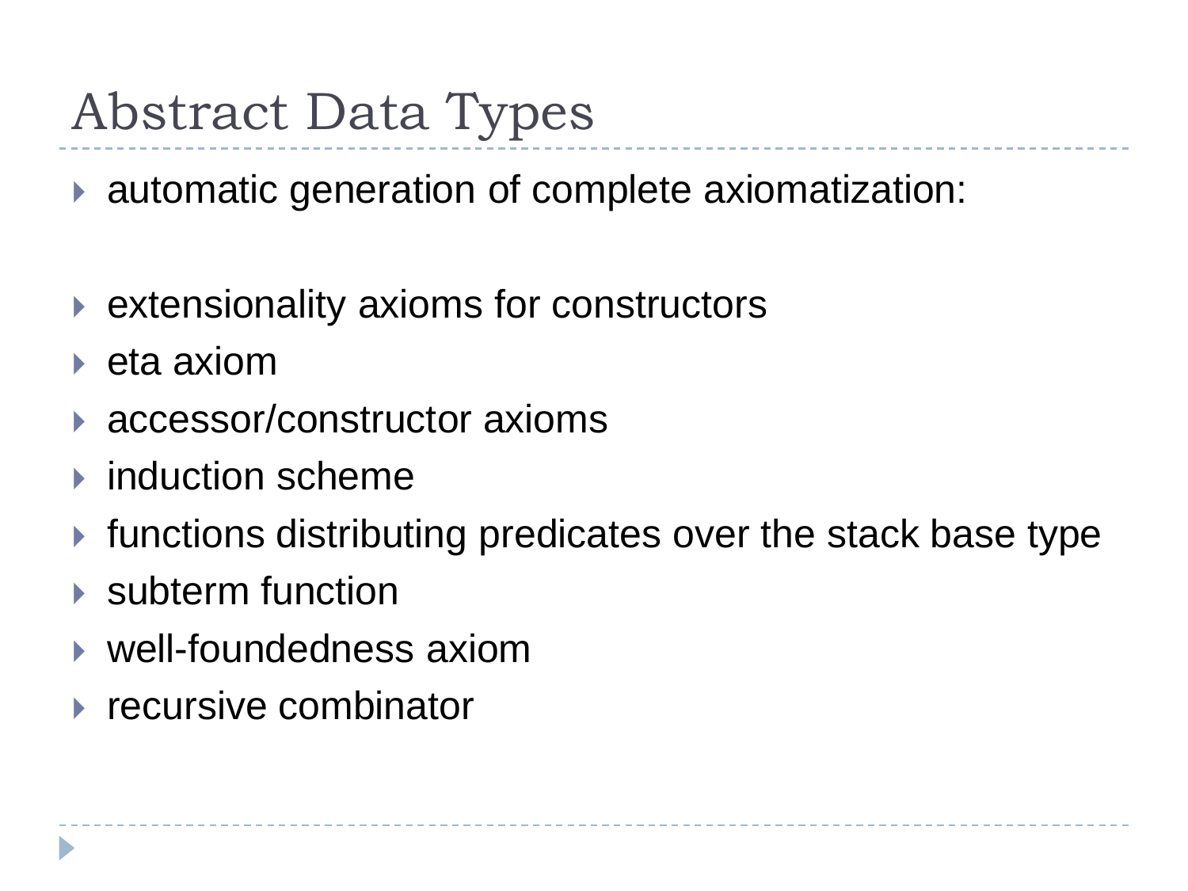# Abstract Data Types

- automatic generation of complete axiomatization:

- extensionality axioms for constructors
- eta axiom
- accessor/constructor axioms
- induction scheme
- functions distributing predicates over the stack base type
- subterm function
- well-foundedness axiom
- recursive combinator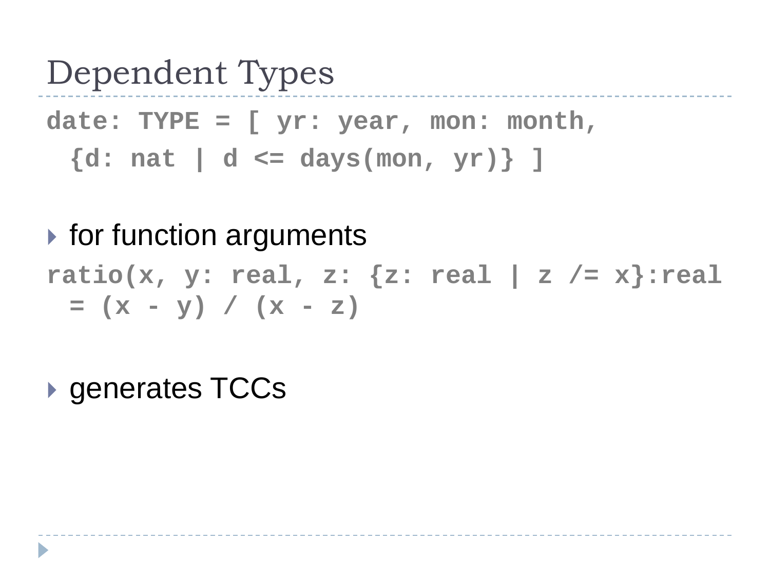# Dependent Types

```
date: TYPE = [ yr: year, mon: month,
  {d: nat | d <= days(mon, yr)} ]
```

- for function arguments

```
ratio(x, y: real, z: {z: real | z /= x}:real
  = (x - y) / (x - z)
```

- generates TCCs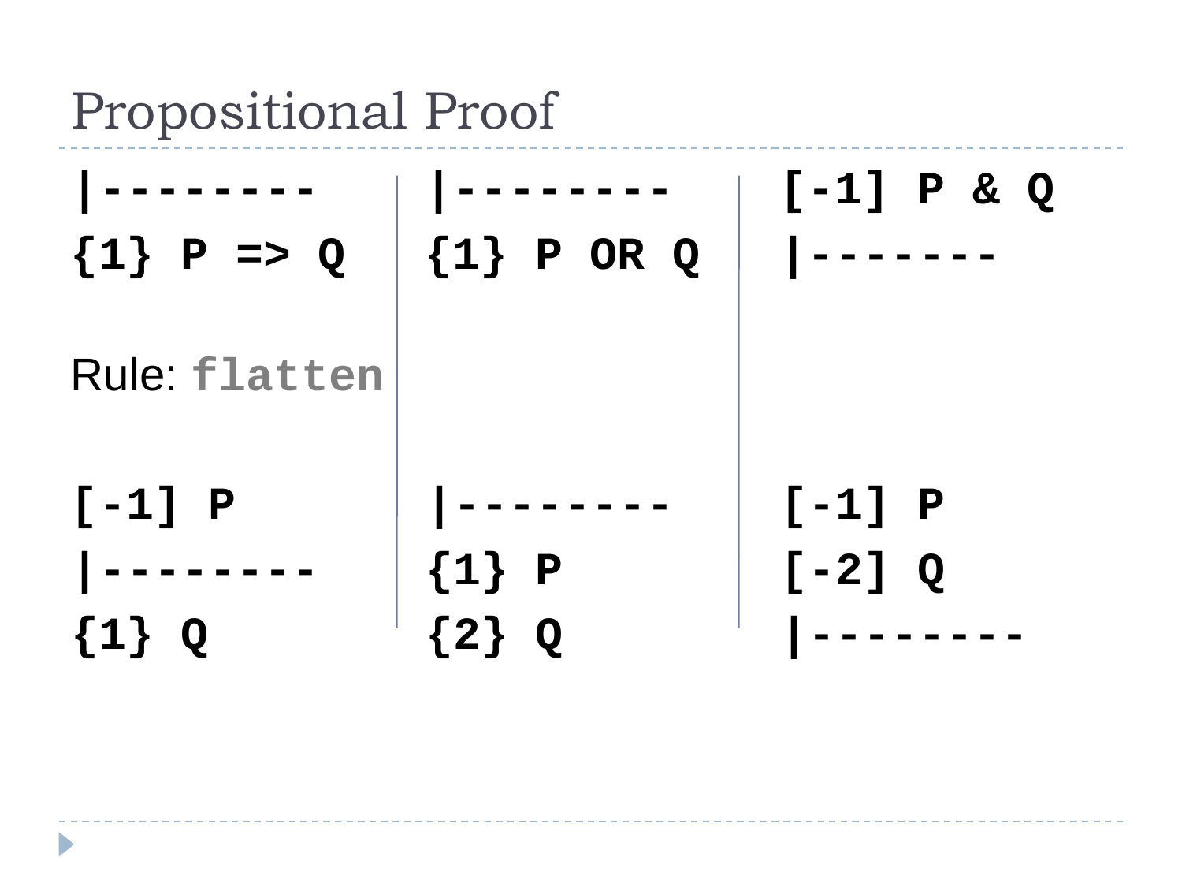# Propositional Proof

```
|--------
{1} P => Q
```

```
|--------
{1} P OR Q
```

```
[-1] P & Q
|-------
```

Rule: **flatten**

```
[-1] P
|--------
{1} Q
```

```
|--------
{1} P
{2} Q
```

```
[-1] P
[-2] Q
|--------
```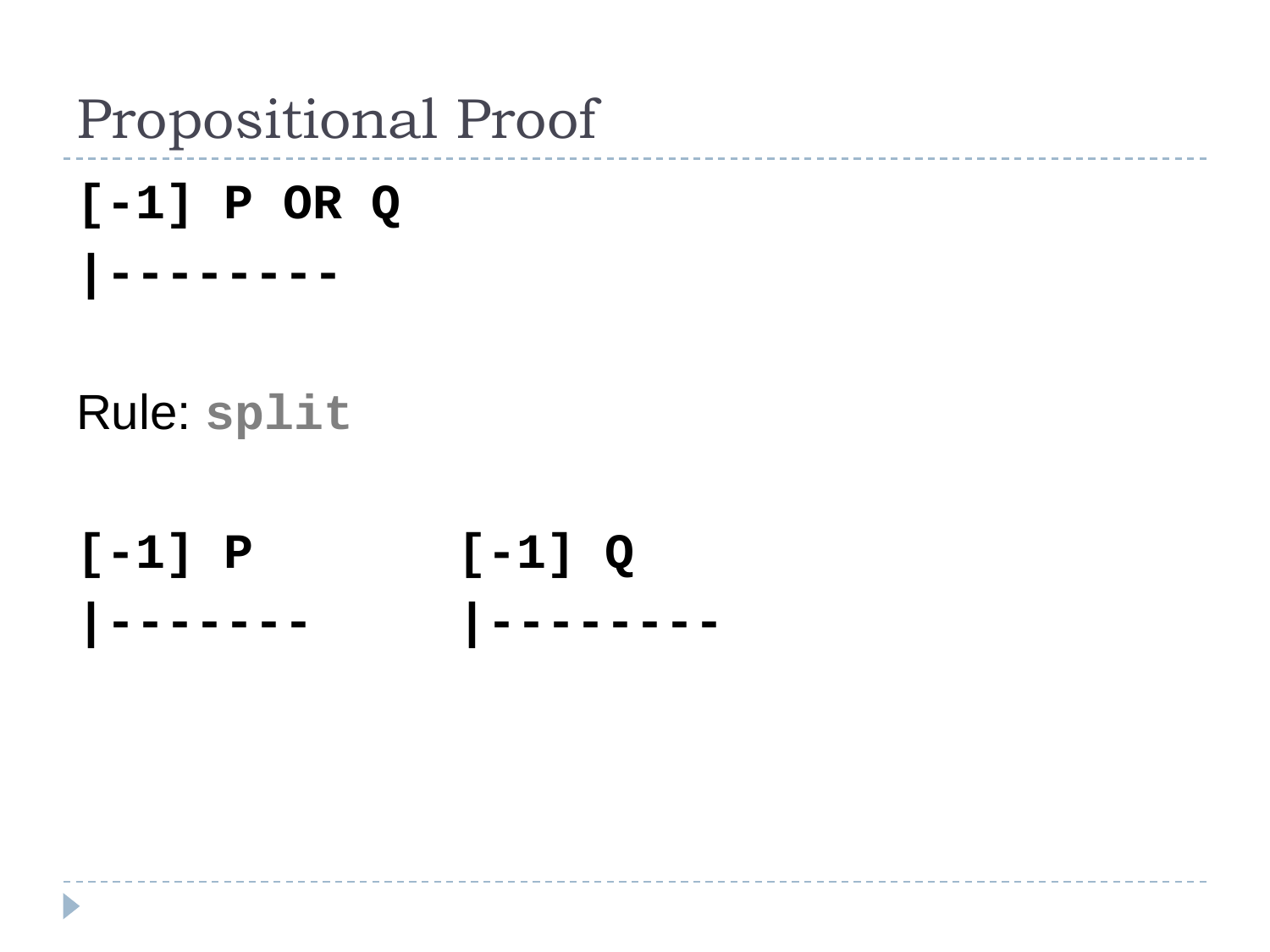# Propositional Proof

```
[-1] P OR Q
|--------
```

Rule: **`split`**

```
[-1] P          [-1] Q
|-------        |--------
```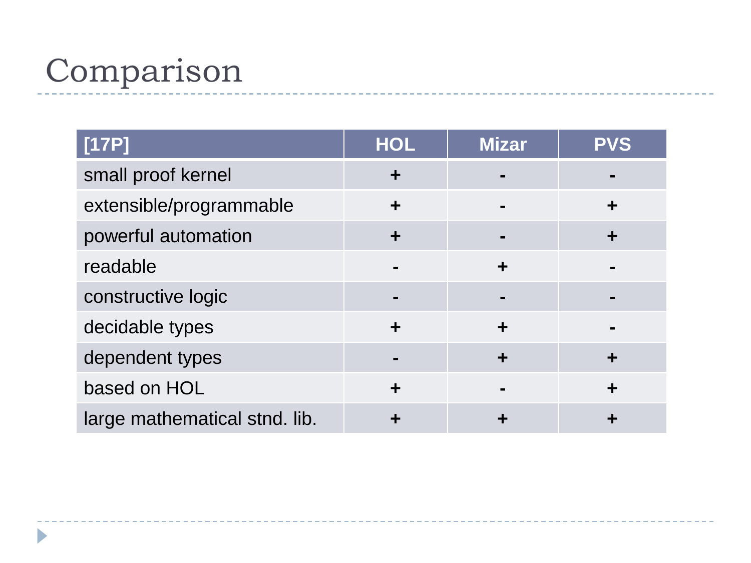# Comparison

| [17P] | HOL | Mizar | PVS |
|---|---|---|---|
| small proof kernel | + | - | - |
| extensible/programmable | + | - | + |
| powerful automation | + | - | + |
| readable | - | + | - |
| constructive logic | - | - | - |
| decidable types | + | + | - |
| dependent types | - | + | + |
| based on HOL | + | - | + |
| large mathematical stnd. lib. | + | + | + |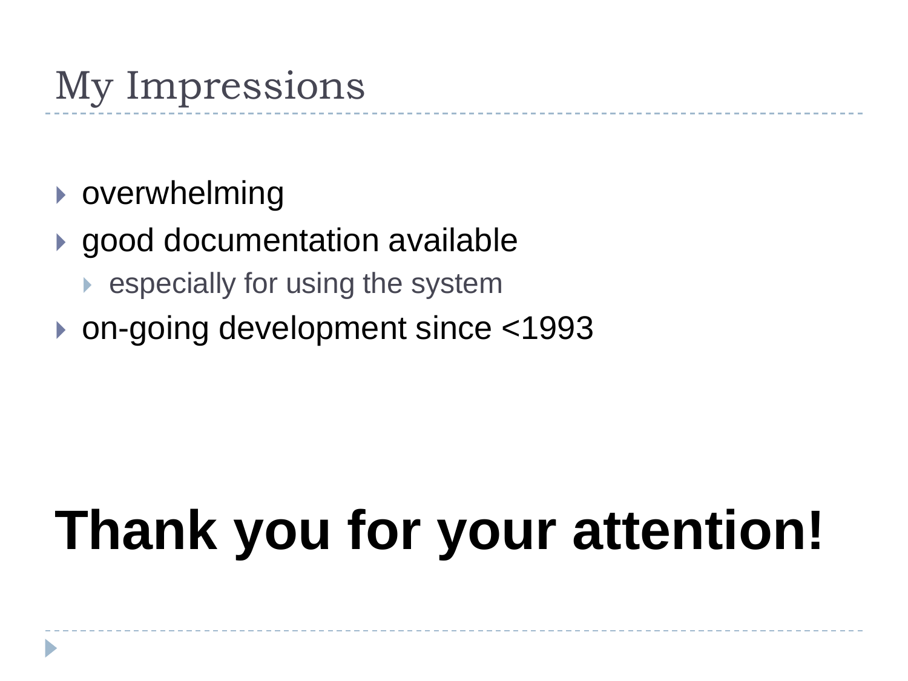# My Impressions

- overwhelming
- good documentation available
  - especially for using the system
- on-going development since <1993

**Thank you for your attention!**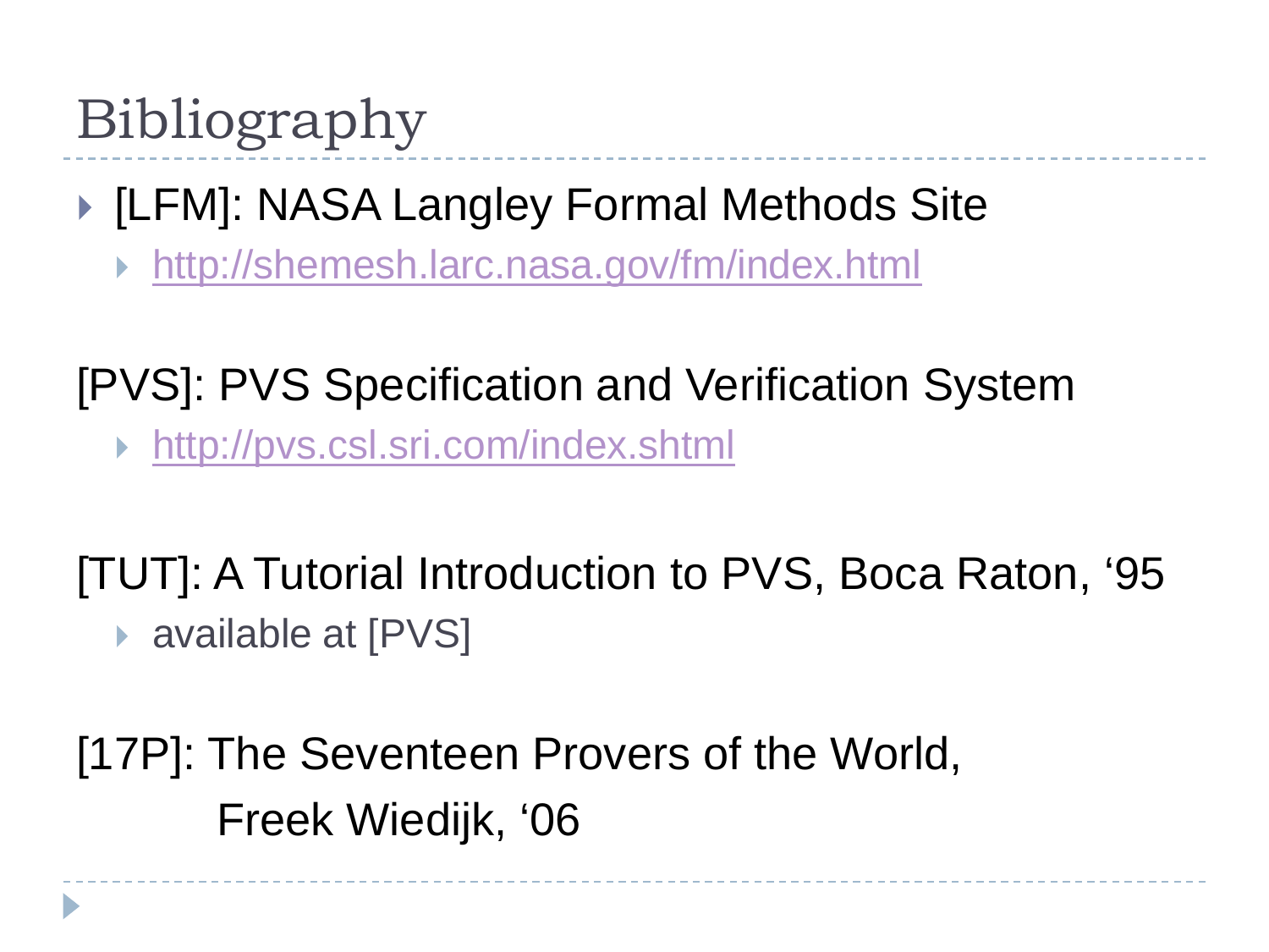# Bibliography

- [LFM]: NASA Langley Formal Methods Site
  - http://shemesh.larc.nasa.gov/fm/index.html

[PVS]: PVS Specification and Verification System

  - http://pvs.csl.sri.com/index.shtml

[TUT]: A Tutorial Introduction to PVS, Boca Raton, '95

  - available at [PVS]

[17P]: The Seventeen Provers of the World,
Freek Wiedijk, '06